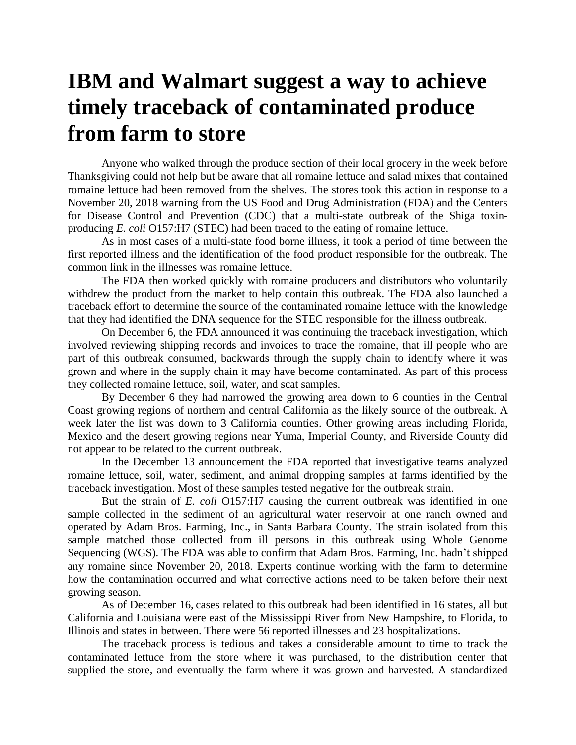# IBM and Walmart suggest a way to achieve timely traceback of contaminated produce from farm to store

Anyone who walked through the produce section of their local grocery in the week before Thanksgiving could not help but be aware that all romaine lettuce and salad mixes that contained romaine lettuce had been removed from the shelves. The stores took this action in response to a November 20, 2018 warning from the US Food and Drug Administration (FDA) and the Centers for Disease Control and Prevention (CDC) that a multi-state outbreak of the Shiga toxin-producing *E. coli* O157:H7 (STEC) had been traced to the eating of romaine lettuce.

As in most cases of a multi-state food borne illness, it took a period of time between the first reported illness and the identification of the food product responsible for the outbreak. The common link in the illnesses was romaine lettuce.

The FDA then worked quickly with romaine producers and distributors who voluntarily withdrew the product from the market to help contain this outbreak. The FDA also launched a traceback effort to determine the source of the contaminated romaine lettuce with the knowledge that they had identified the DNA sequence for the STEC responsible for the illness outbreak.

On December 6, the FDA announced it was continuing the traceback investigation, which involved reviewing shipping records and invoices to trace the romaine, that ill people who are part of this outbreak consumed, backwards through the supply chain to identify where it was grown and where in the supply chain it may have become contaminated. As part of this process they collected romaine lettuce, soil, water, and scat samples.

By December 6 they had narrowed the growing area down to 6 counties in the Central Coast growing regions of northern and central California as the likely source of the outbreak. A week later the list was down to 3 California counties. Other growing areas including Florida, Mexico and the desert growing regions near Yuma, Imperial County, and Riverside County did not appear to be related to the current outbreak.

In the December 13 announcement the FDA reported that investigative teams analyzed romaine lettuce, soil, water, sediment, and animal dropping samples at farms identified by the traceback investigation. Most of these samples tested negative for the outbreak strain.

But the strain of *E. coli* O157:H7 causing the current outbreak was identified in one sample collected in the sediment of an agricultural water reservoir at one ranch owned and operated by Adam Bros. Farming, Inc., in Santa Barbara County. The strain isolated from this sample matched those collected from ill persons in this outbreak using Whole Genome Sequencing (WGS). The FDA was able to confirm that Adam Bros. Farming, Inc. hadn't shipped any romaine since November 20, 2018. Experts continue working with the farm to determine how the contamination occurred and what corrective actions need to be taken before their next growing season.

As of December 16, cases related to this outbreak had been identified in 16 states, all but California and Louisiana were east of the Mississippi River from New Hampshire, to Florida, to Illinois and states in between. There were 56 reported illnesses and 23 hospitalizations.

The traceback process is tedious and takes a considerable amount to time to track the contaminated lettuce from the store where it was purchased, to the distribution center that supplied the store, and eventually the farm where it was grown and harvested. A standardized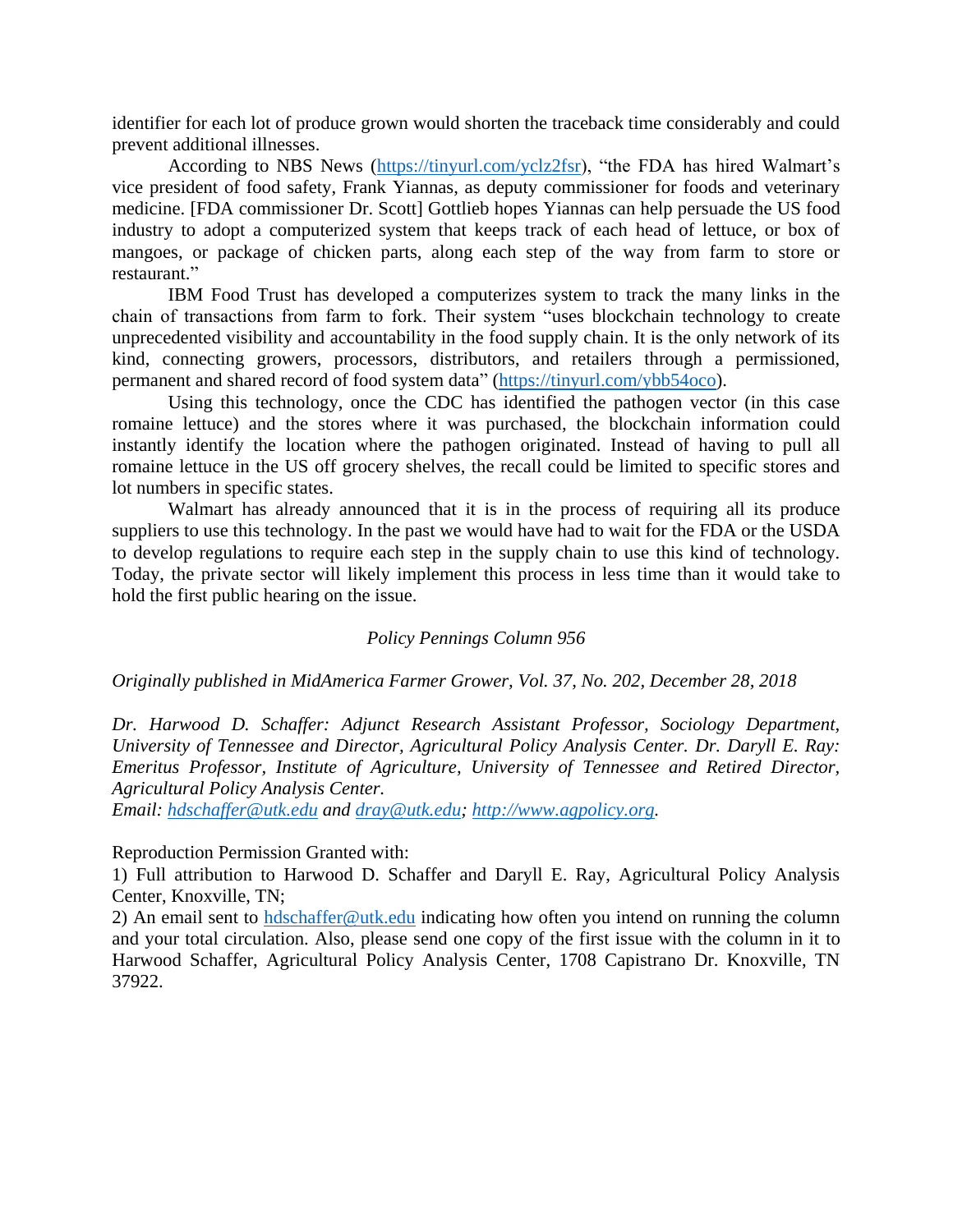identifier for each lot of produce grown would shorten the traceback time considerably and could prevent additional illnesses.

According to NBS News (https://tinyurl.com/yclz2fsr), "the FDA has hired Walmart's vice president of food safety, Frank Yiannas, as deputy commissioner for foods and veterinary medicine. [FDA commissioner Dr. Scott] Gottlieb hopes Yiannas can help persuade the US food industry to adopt a computerized system that keeps track of each head of lettuce, or box of mangoes, or package of chicken parts, along each step of the way from farm to store or restaurant."

IBM Food Trust has developed a computerizes system to track the many links in the chain of transactions from farm to fork. Their system "uses blockchain technology to create unprecedented visibility and accountability in the food supply chain. It is the only network of its kind, connecting growers, processors, distributors, and retailers through a permissioned, permanent and shared record of food system data" (https://tinyurl.com/ybb54oco).

Using this technology, once the CDC has identified the pathogen vector (in this case romaine lettuce) and the stores where it was purchased, the blockchain information could instantly identify the location where the pathogen originated. Instead of having to pull all romaine lettuce in the US off grocery shelves, the recall could be limited to specific stores and lot numbers in specific states.

Walmart has already announced that it is in the process of requiring all its produce suppliers to use this technology. In the past we would have had to wait for the FDA or the USDA to develop regulations to require each step in the supply chain to use this kind of technology. Today, the private sector will likely implement this process in less time than it would take to hold the first public hearing on the issue.

*Policy Pennings Column 956*

*Originally published in MidAmerica Farmer Grower, Vol. 37, No. 202, December 28, 2018*

*Dr. Harwood D. Schaffer: Adjunct Research Assistant Professor, Sociology Department, University of Tennessee and Director, Agricultural Policy Analysis Center. Dr. Daryll E. Ray: Emeritus Professor, Institute of Agriculture, University of Tennessee and Retired Director, Agricultural Policy Analysis Center.*
*Email: hdschaffer@utk.edu and dray@utk.edu; http://www.agpolicy.org.*

Reproduction Permission Granted with:
1) Full attribution to Harwood D. Schaffer and Daryll E. Ray, Agricultural Policy Analysis Center, Knoxville, TN;
2) An email sent to hdschaffer@utk.edu indicating how often you intend on running the column and your total circulation. Also, please send one copy of the first issue with the column in it to Harwood Schaffer, Agricultural Policy Analysis Center, 1708 Capistrano Dr. Knoxville, TN 37922.